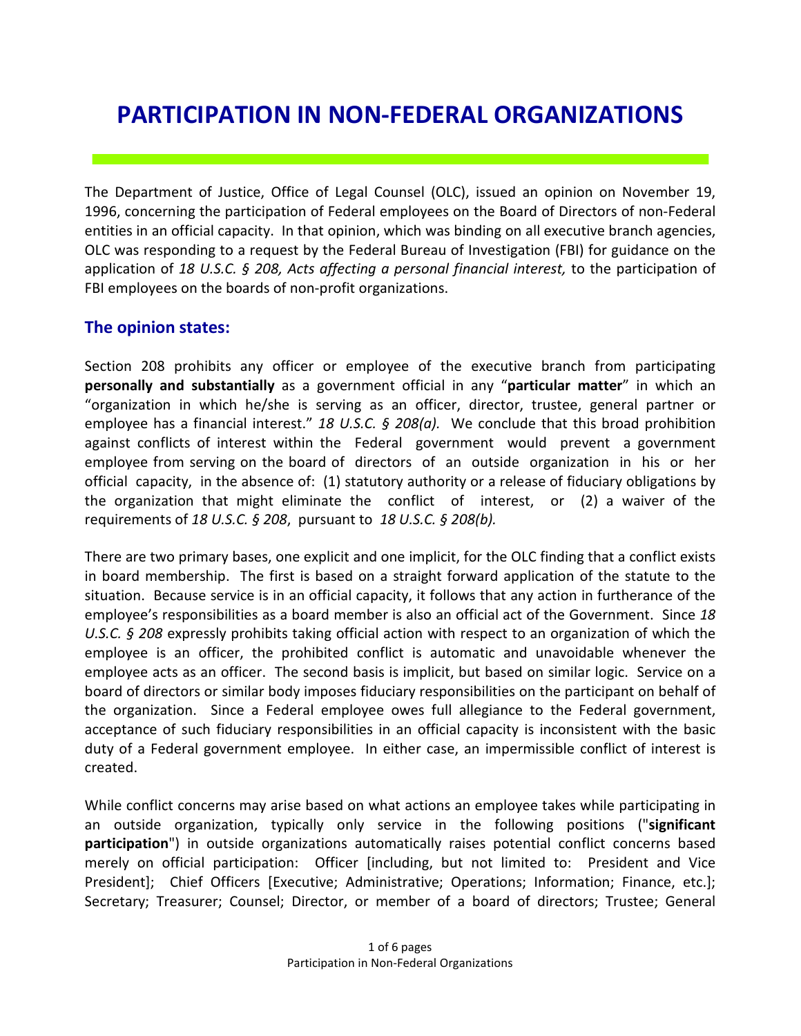# PARTICIPATION IN NON-FEDERAL ORGANIZATIONS

The Department of Justice, Office of Legal Counsel (OLC), issued an opinion on November 19, 1996, concerning the participation of Federal employees on the Board of Directors of non-Federal entities in an official capacity. In that opinion, which was binding on all executive branch agencies, OLC was responding to a request by the Federal Bureau of Investigation (FBI) for guidance on the application of *18 U.S.C. § 208, Acts affecting a personal financial interest,* to the participation of FBI employees on the boards of non-profit organizations.

## The opinion states:

Section 208 prohibits any officer or employee of the executive branch from participating **personally and substantially** as a government official in any "**particular matter**" in which an "organization in which he/she is serving as an officer, director, trustee, general partner or employee has a financial interest." *18 U.S.C. § 208(a).* We conclude that this broad prohibition against conflicts of interest within the Federal government would prevent a government employee from serving on the board of directors of an outside organization in his or her official capacity, in the absence of: (1) statutory authority or a release of fiduciary obligations by the organization that might eliminate the conflict of interest, or (2) a waiver of the requirements of *18 U.S.C. § 208*, pursuant to *18 U.S.C. § 208(b).*

There are two primary bases, one explicit and one implicit, for the OLC finding that a conflict exists in board membership. The first is based on a straight forward application of the statute to the situation. Because service is in an official capacity, it follows that any action in furtherance of the employee's responsibilities as a board member is also an official act of the Government. Since *18 U.S.C. § 208* expressly prohibits taking official action with respect to an organization of which the employee is an officer, the prohibited conflict is automatic and unavoidable whenever the employee acts as an officer. The second basis is implicit, but based on similar logic. Service on a board of directors or similar body imposes fiduciary responsibilities on the participant on behalf of the organization. Since a Federal employee owes full allegiance to the Federal government, acceptance of such fiduciary responsibilities in an official capacity is inconsistent with the basic duty of a Federal government employee. In either case, an impermissible conflict of interest is created.

While conflict concerns may arise based on what actions an employee takes while participating in an outside organization, typically only service in the following positions ("**significant participation**") in outside organizations automatically raises potential conflict concerns based merely on official participation: Officer [including, but not limited to: President and Vice President]; Chief Officers [Executive; Administrative; Operations; Information; Finance, etc.]; Secretary; Treasurer; Counsel; Director, or member of a board of directors; Trustee; General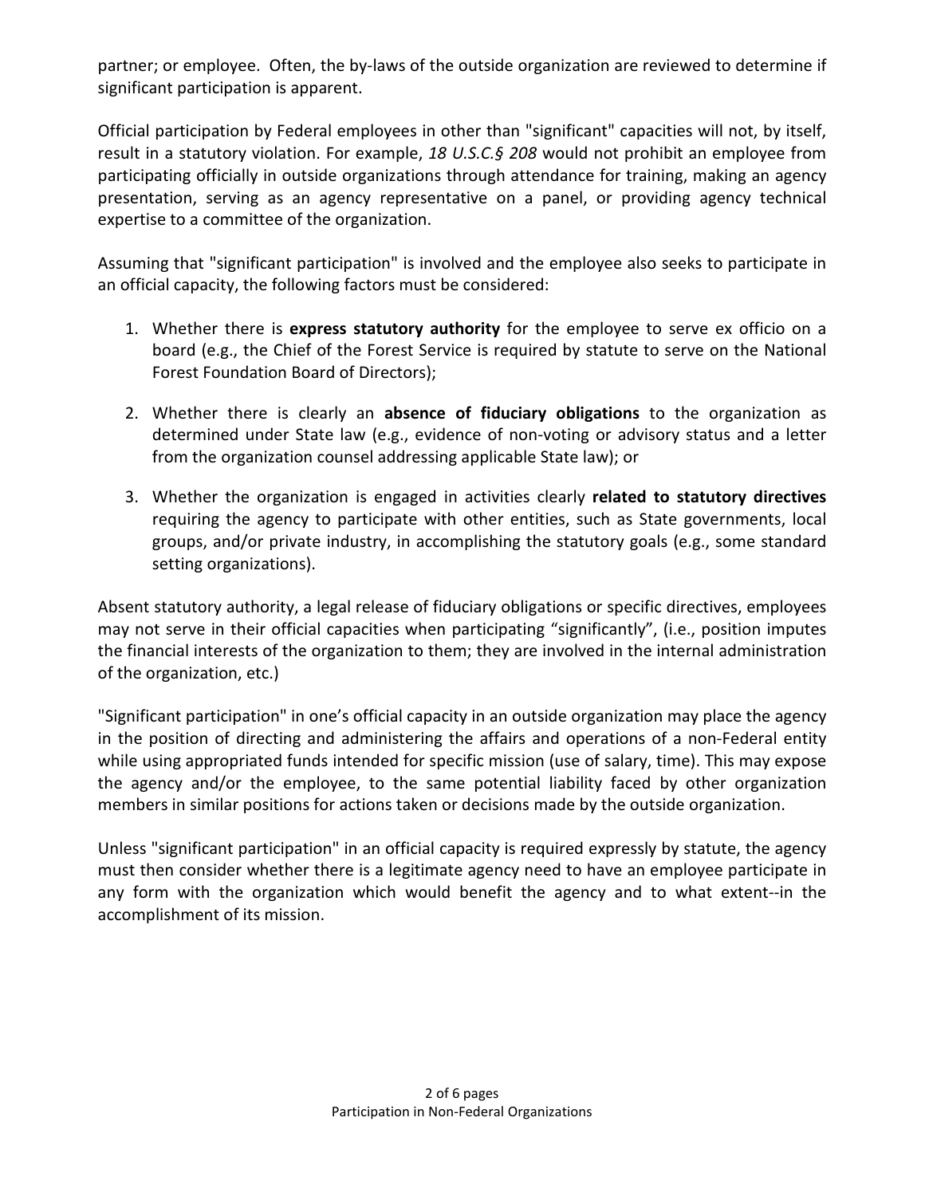partner; or employee. Often, the by-laws of the outside organization are reviewed to determine if significant participation is apparent.

Official participation by Federal employees in other than "significant" capacities will not, by itself, result in a statutory violation. For example, *18 U.S.C.§ 208* would not prohibit an employee from participating officially in outside organizations through attendance for training, making an agency presentation, serving as an agency representative on a panel, or providing agency technical expertise to a committee of the organization.

Assuming that "significant participation" is involved and the employee also seeks to participate in an official capacity, the following factors must be considered:

1. Whether there is **express statutory authority** for the employee to serve ex officio on a board (e.g., the Chief of the Forest Service is required by statute to serve on the National Forest Foundation Board of Directors);
2. Whether there is clearly an **absence of fiduciary obligations** to the organization as determined under State law (e.g., evidence of non-voting or advisory status and a letter from the organization counsel addressing applicable State law); or
3. Whether the organization is engaged in activities clearly **related to statutory directives** requiring the agency to participate with other entities, such as State governments, local groups, and/or private industry, in accomplishing the statutory goals (e.g., some standard setting organizations).

Absent statutory authority, a legal release of fiduciary obligations or specific directives, employees may not serve in their official capacities when participating "significantly", (i.e., position imputes the financial interests of the organization to them; they are involved in the internal administration of the organization, etc.)

"Significant participation" in one's official capacity in an outside organization may place the agency in the position of directing and administering the affairs and operations of a non-Federal entity while using appropriated funds intended for specific mission (use of salary, time). This may expose the agency and/or the employee, to the same potential liability faced by other organization members in similar positions for actions taken or decisions made by the outside organization.

Unless "significant participation" in an official capacity is required expressly by statute, the agency must then consider whether there is a legitimate agency need to have an employee participate in any form with the organization which would benefit the agency and to what extent--in the accomplishment of its mission.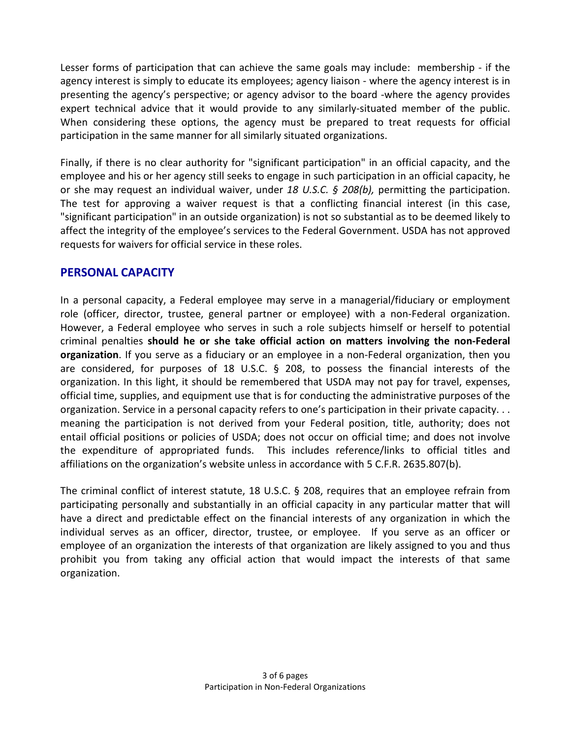Lesser forms of participation that can achieve the same goals may include: membership - if the agency interest is simply to educate its employees; agency liaison - where the agency interest is in presenting the agency's perspective; or agency advisor to the board -where the agency provides expert technical advice that it would provide to any similarly-situated member of the public. When considering these options, the agency must be prepared to treat requests for official participation in the same manner for all similarly situated organizations.

Finally, if there is no clear authority for "significant participation" in an official capacity, and the employee and his or her agency still seeks to engage in such participation in an official capacity, he or she may request an individual waiver, under *18 U.S.C. § 208(b),* permitting the participation. The test for approving a waiver request is that a conflicting financial interest (in this case, "significant participation" in an outside organization) is not so substantial as to be deemed likely to affect the integrity of the employee's services to the Federal Government. USDA has not approved requests for waivers for official service in these roles.

## PERSONAL CAPACITY

In a personal capacity, a Federal employee may serve in a managerial/fiduciary or employment role (officer, director, trustee, general partner or employee) with a non-Federal organization. However, a Federal employee who serves in such a role subjects himself or herself to potential criminal penalties **should he or she take official action on matters involving the non-Federal organization**. If you serve as a fiduciary or an employee in a non-Federal organization, then you are considered, for purposes of 18 U.S.C. § 208, to possess the financial interests of the organization. In this light, it should be remembered that USDA may not pay for travel, expenses, official time, supplies, and equipment use that is for conducting the administrative purposes of the organization. Service in a personal capacity refers to one's participation in their private capacity. . . meaning the participation is not derived from your Federal position, title, authority; does not entail official positions or policies of USDA; does not occur on official time; and does not involve the expenditure of appropriated funds. This includes reference/links to official titles and affiliations on the organization's website unless in accordance with 5 C.F.R. 2635.807(b).

The criminal conflict of interest statute, 18 U.S.C. § 208, requires that an employee refrain from participating personally and substantially in an official capacity in any particular matter that will have a direct and predictable effect on the financial interests of any organization in which the individual serves as an officer, director, trustee, or employee. If you serve as an officer or employee of an organization the interests of that organization are likely assigned to you and thus prohibit you from taking any official action that would impact the interests of that same organization.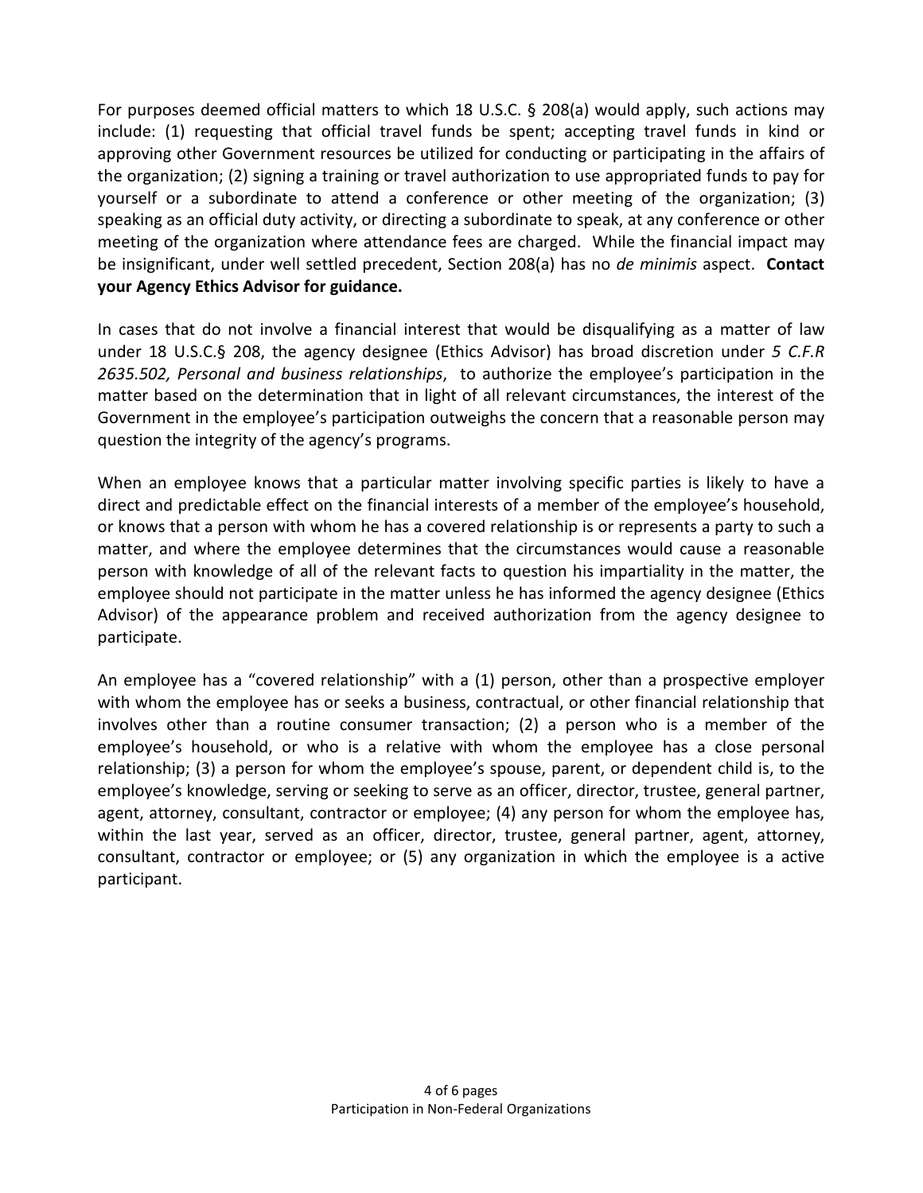For purposes deemed official matters to which 18 U.S.C. § 208(a) would apply, such actions may include: (1) requesting that official travel funds be spent; accepting travel funds in kind or approving other Government resources be utilized for conducting or participating in the affairs of the organization; (2) signing a training or travel authorization to use appropriated funds to pay for yourself or a subordinate to attend a conference or other meeting of the organization; (3) speaking as an official duty activity, or directing a subordinate to speak, at any conference or other meeting of the organization where attendance fees are charged. While the financial impact may be insignificant, under well settled precedent, Section 208(a) has no *de minimis* aspect. **Contact your Agency Ethics Advisor for guidance.**

In cases that do not involve a financial interest that would be disqualifying as a matter of law under 18 U.S.C.§ 208, the agency designee (Ethics Advisor) has broad discretion under *5 C.F.R 2635.502, Personal and business relationships*, to authorize the employee's participation in the matter based on the determination that in light of all relevant circumstances, the interest of the Government in the employee's participation outweighs the concern that a reasonable person may question the integrity of the agency's programs.

When an employee knows that a particular matter involving specific parties is likely to have a direct and predictable effect on the financial interests of a member of the employee's household, or knows that a person with whom he has a covered relationship is or represents a party to such a matter, and where the employee determines that the circumstances would cause a reasonable person with knowledge of all of the relevant facts to question his impartiality in the matter, the employee should not participate in the matter unless he has informed the agency designee (Ethics Advisor) of the appearance problem and received authorization from the agency designee to participate.

An employee has a "covered relationship" with a (1) person, other than a prospective employer with whom the employee has or seeks a business, contractual, or other financial relationship that involves other than a routine consumer transaction; (2) a person who is a member of the employee's household, or who is a relative with whom the employee has a close personal relationship; (3) a person for whom the employee's spouse, parent, or dependent child is, to the employee's knowledge, serving or seeking to serve as an officer, director, trustee, general partner, agent, attorney, consultant, contractor or employee; (4) any person for whom the employee has, within the last year, served as an officer, director, trustee, general partner, agent, attorney, consultant, contractor or employee; or (5) any organization in which the employee is a active participant.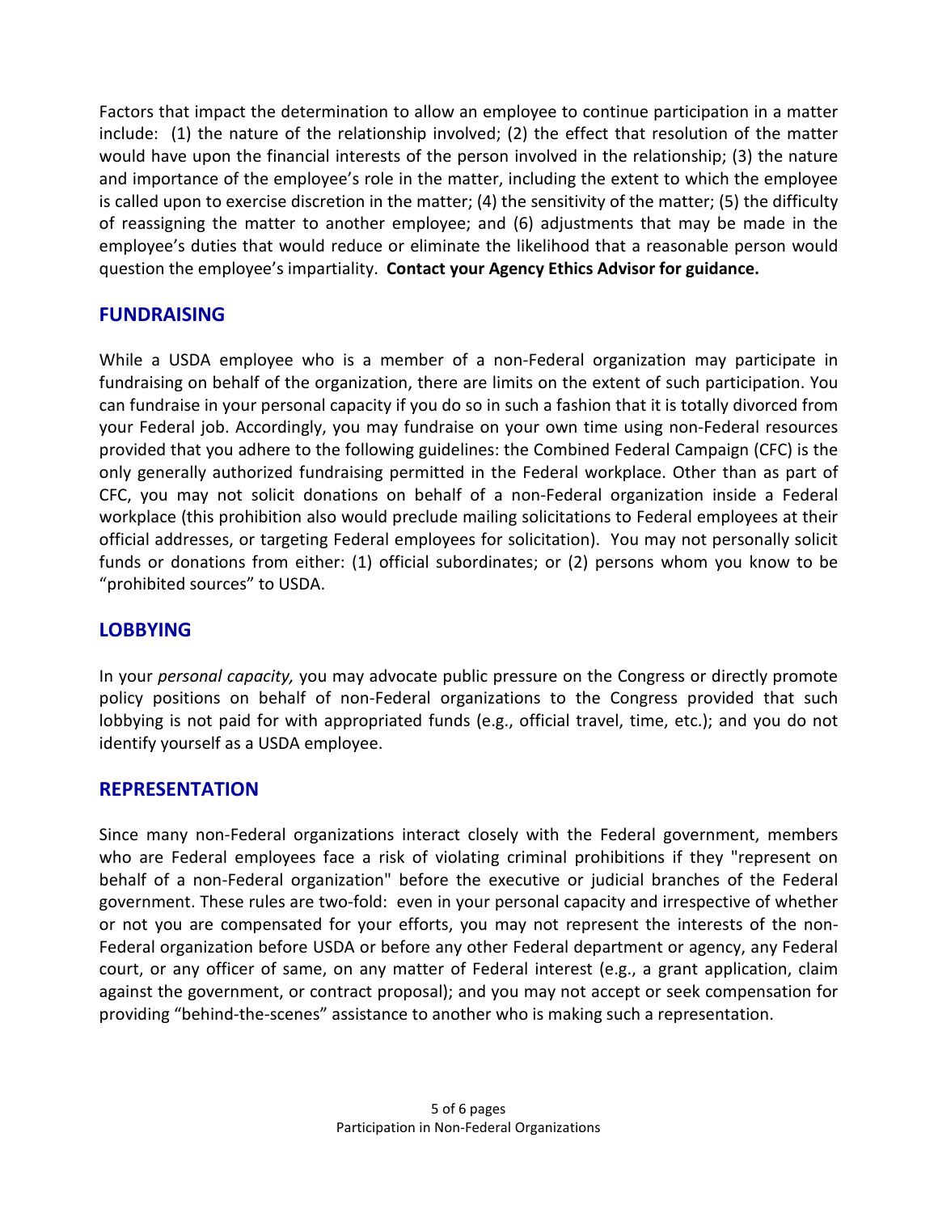Factors that impact the determination to allow an employee to continue participation in a matter include: (1) the nature of the relationship involved; (2) the effect that resolution of the matter would have upon the financial interests of the person involved in the relationship; (3) the nature and importance of the employee's role in the matter, including the extent to which the employee is called upon to exercise discretion in the matter; (4) the sensitivity of the matter; (5) the difficulty of reassigning the matter to another employee; and (6) adjustments that may be made in the employee's duties that would reduce or eliminate the likelihood that a reasonable person would question the employee's impartiality. **Contact your Agency Ethics Advisor for guidance.**

## FUNDRAISING

While a USDA employee who is a member of a non-Federal organization may participate in fundraising on behalf of the organization, there are limits on the extent of such participation. You can fundraise in your personal capacity if you do so in such a fashion that it is totally divorced from your Federal job. Accordingly, you may fundraise on your own time using non-Federal resources provided that you adhere to the following guidelines: the Combined Federal Campaign (CFC) is the only generally authorized fundraising permitted in the Federal workplace. Other than as part of CFC, you may not solicit donations on behalf of a non-Federal organization inside a Federal workplace (this prohibition also would preclude mailing solicitations to Federal employees at their official addresses, or targeting Federal employees for solicitation). You may not personally solicit funds or donations from either: (1) official subordinates; or (2) persons whom you know to be "prohibited sources" to USDA.

## LOBBYING

In your *personal capacity,* you may advocate public pressure on the Congress or directly promote policy positions on behalf of non-Federal organizations to the Congress provided that such lobbying is not paid for with appropriated funds (e.g., official travel, time, etc.); and you do not identify yourself as a USDA employee.

## REPRESENTATION

Since many non-Federal organizations interact closely with the Federal government, members who are Federal employees face a risk of violating criminal prohibitions if they "represent on behalf of a non-Federal organization" before the executive or judicial branches of the Federal government. These rules are two-fold: even in your personal capacity and irrespective of whether or not you are compensated for your efforts, you may not represent the interests of the non-Federal organization before USDA or before any other Federal department or agency, any Federal court, or any officer of same, on any matter of Federal interest (e.g., a grant application, claim against the government, or contract proposal); and you may not accept or seek compensation for providing "behind-the-scenes" assistance to another who is making such a representation.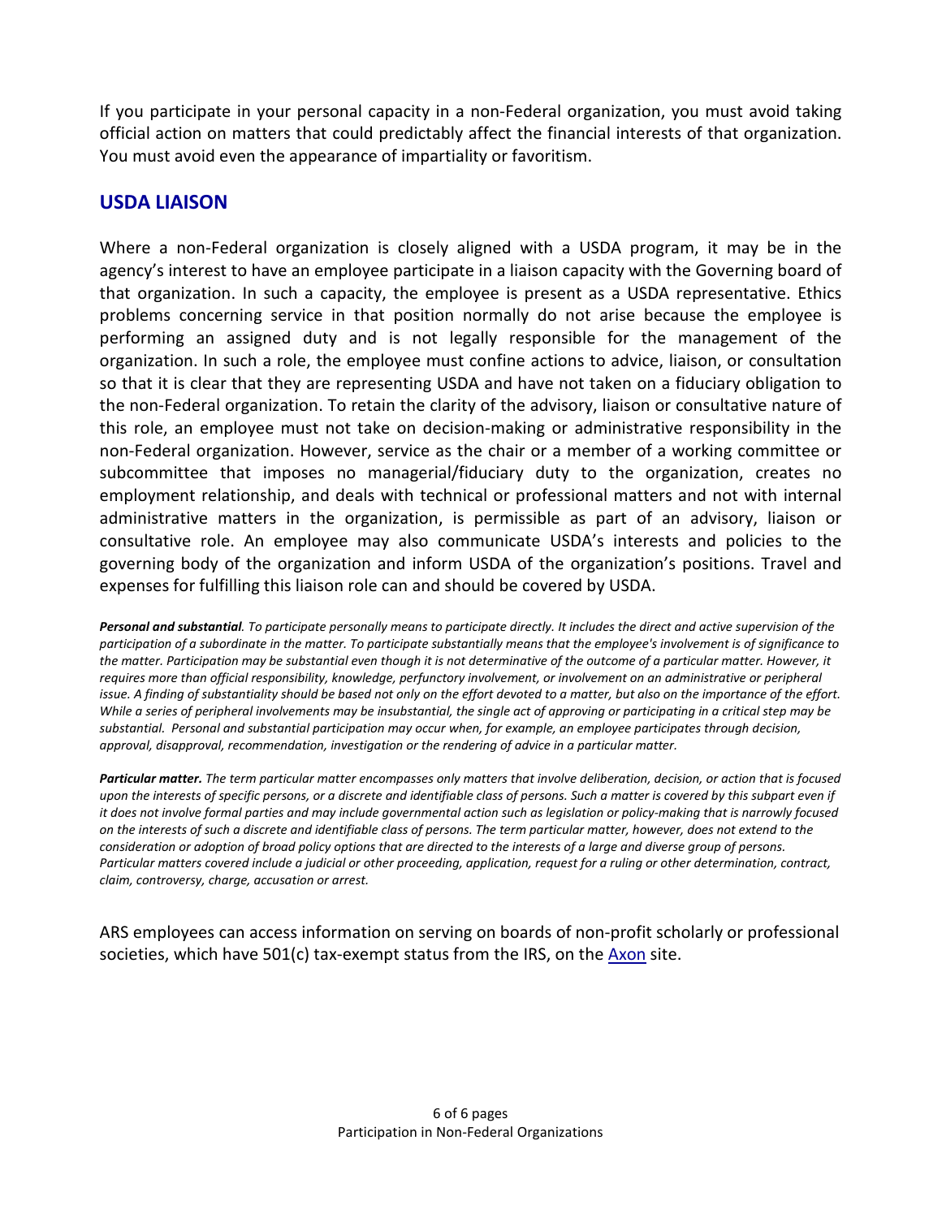If you participate in your personal capacity in a non-Federal organization, you must avoid taking official action on matters that could predictably affect the financial interests of that organization. You must avoid even the appearance of impartiality or favoritism.

## USDA LIAISON

Where a non-Federal organization is closely aligned with a USDA program, it may be in the agency's interest to have an employee participate in a liaison capacity with the Governing board of that organization. In such a capacity, the employee is present as a USDA representative. Ethics problems concerning service in that position normally do not arise because the employee is performing an assigned duty and is not legally responsible for the management of the organization. In such a role, the employee must confine actions to advice, liaison, or consultation so that it is clear that they are representing USDA and have not taken on a fiduciary obligation to the non-Federal organization. To retain the clarity of the advisory, liaison or consultative nature of this role, an employee must not take on decision-making or administrative responsibility in the non-Federal organization. However, service as the chair or a member of a working committee or subcommittee that imposes no managerial/fiduciary duty to the organization, creates no employment relationship, and deals with technical or professional matters and not with internal administrative matters in the organization, is permissible as part of an advisory, liaison or consultative role. An employee may also communicate USDA's interests and policies to the governing body of the organization and inform USDA of the organization's positions. Travel and expenses for fulfilling this liaison role can and should be covered by USDA.

***Personal and substantial****. To participate personally means to participate directly. It includes the direct and active supervision of the participation of a subordinate in the matter. To participate substantially means that the employee's involvement is of significance to the matter. Participation may be substantial even though it is not determinative of the outcome of a particular matter. However, it requires more than official responsibility, knowledge, perfunctory involvement, or involvement on an administrative or peripheral issue. A finding of substantiality should be based not only on the effort devoted to a matter, but also on the importance of the effort. While a series of peripheral involvements may be insubstantial, the single act of approving or participating in a critical step may be substantial. Personal and substantial participation may occur when, for example, an employee participates through decision, approval, disapproval, recommendation, investigation or the rendering of advice in a particular matter.*

***Particular matter.*** *The term particular matter encompasses only matters that involve deliberation, decision, or action that is focused upon the interests of specific persons, or a discrete and identifiable class of persons. Such a matter is covered by this subpart even if it does not involve formal parties and may include governmental action such as legislation or policy-making that is narrowly focused on the interests of such a discrete and identifiable class of persons. The term particular matter, however, does not extend to the consideration or adoption of broad policy options that are directed to the interests of a large and diverse group of persons. Particular matters covered include a judicial or other proceeding, application, request for a ruling or other determination, contract, claim, controversy, charge, accusation or arrest.*

ARS employees can access information on serving on boards of non-profit scholarly or professional societies, which have 501(c) tax-exempt status from the IRS, on the Axon site.